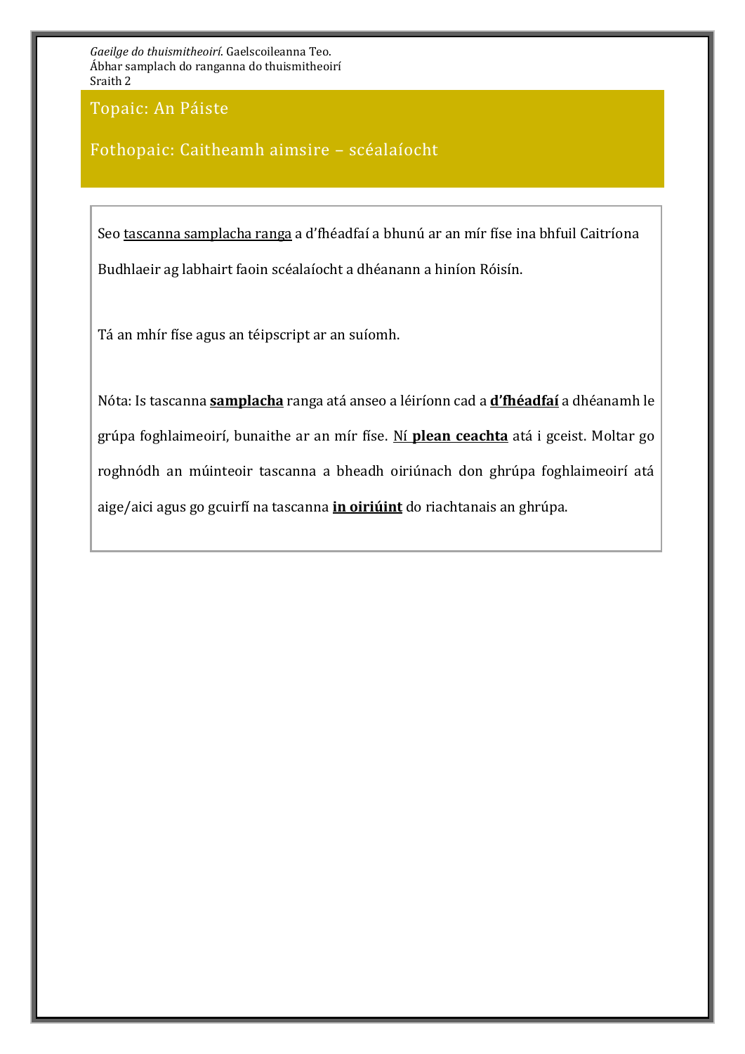*Gaeilge do thuismitheoirí*. Gaelscoileanna Teo.
Ábhar samplach do ranganna do thuismitheoirí
Sraith 2

## Topaic: An Páiste

## Fothopaic: Caitheamh aimsire – scéalaíocht

Seo tascanna samplacha ranga a d'fhéadfaí a bhunú ar an mír físe ina bhfuil Caitríona Budhlaeir ag labhairt faoin scéalaíocht a dhéanann a hiníon Róisín.

Tá an mhír físe agus an téipscript ar an suíomh.

Nóta: Is tascanna **samplacha** ranga atá anseo a léiríonn cad a **d'fhéadfaí** a dhéanamh le grúpa foghlaimeoirí, bunaithe ar an mír físe. Ní **plean ceachta** atá i gceist. Moltar go roghnódh an múinteoir tascanna a bheadh oiriúnach don ghrúpa foghlaimeoirí atá aige/aici agus go gcuirfí na tascanna **in oiriúint** do riachtanais an ghrúpa.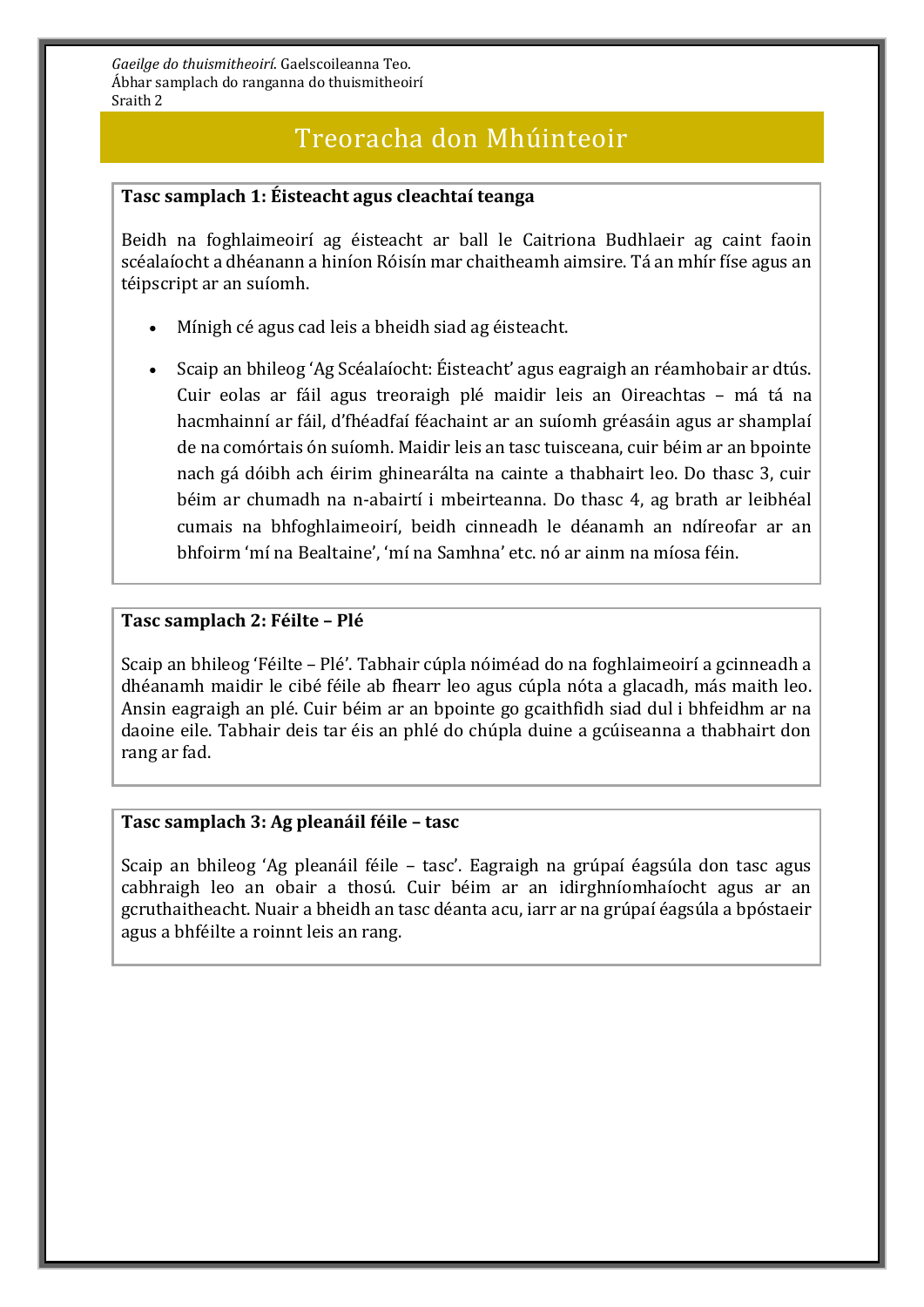# Treoracha don Mhúinteoir

**Tasc samplach 1: Éisteacht agus cleachtaí teanga**

Beidh na foghlaimeoirí ag éisteacht ar ball le Caitriona Budhlaeir ag caint faoin scéalaíocht a dhéanann a hiníon Róisín mar chaitheamh aimsire. Tá an mhír físe agus an téipscript ar an suíomh.

- Mínigh cé agus cad leis a bheidh siad ag éisteacht.
- Scaip an bhileog 'Ag Scéalaíocht: Éisteacht' agus eagraigh an réamhobair ar dtús. Cuir eolas ar fáil agus treoraigh plé maidir leis an Oireachtas – má tá na hacmhainní ar fáil, d'fhéadfaí féachaint ar an suíomh gréasáin agus ar shamplaí de na comórtais ón suíomh. Maidir leis an tasc tuisceana, cuir béim ar an bpointe nach gá dóibh ach éirim ghinearálta na cainte a thabhairt leo. Do thasc 3, cuir béim ar chumadh na n-abairtí i mbeirteanna. Do thasc 4, ag brath ar leibhéal cumais na bhfoghlaimeoirí, beidh cinneadh le déanamh an ndíreofar ar an bhfoirm 'mí na Bealtaine', 'mí na Samhna' etc. nó ar ainm na míosa féin.

**Tasc samplach 2: Féilte – Plé**

Scaip an bhileog 'Féilte – Plé'. Tabhair cúpla nóiméad do na foghlaimeoirí a gcinneadh a dhéanamh maidir le cibé féile ab fhearr leo agus cúpla nóta a glacadh, más maith leo. Ansin eagraigh an plé. Cuir béim ar an bpointe go gcaithfidh siad dul i bhfeidhm ar na daoine eile. Tabhair deis tar éis an phlé do chúpla duine a gcúiseanna a thabhairt don rang ar fad.

**Tasc samplach 3: Ag pleanáil féile – tasc**

Scaip an bhileog 'Ag pleanáil féile – tasc'. Eagraigh na grúpaí éagsúla don tasc agus cabhraigh leo an obair a thosú. Cuir béim ar an idirghníomhaíocht agus ar an gcruthaitheacht. Nuair a bheidh an tasc déanta acu, iarr ar na grúpaí éagsúla a bpóstaeir agus a bhféilte a roinnt leis an rang.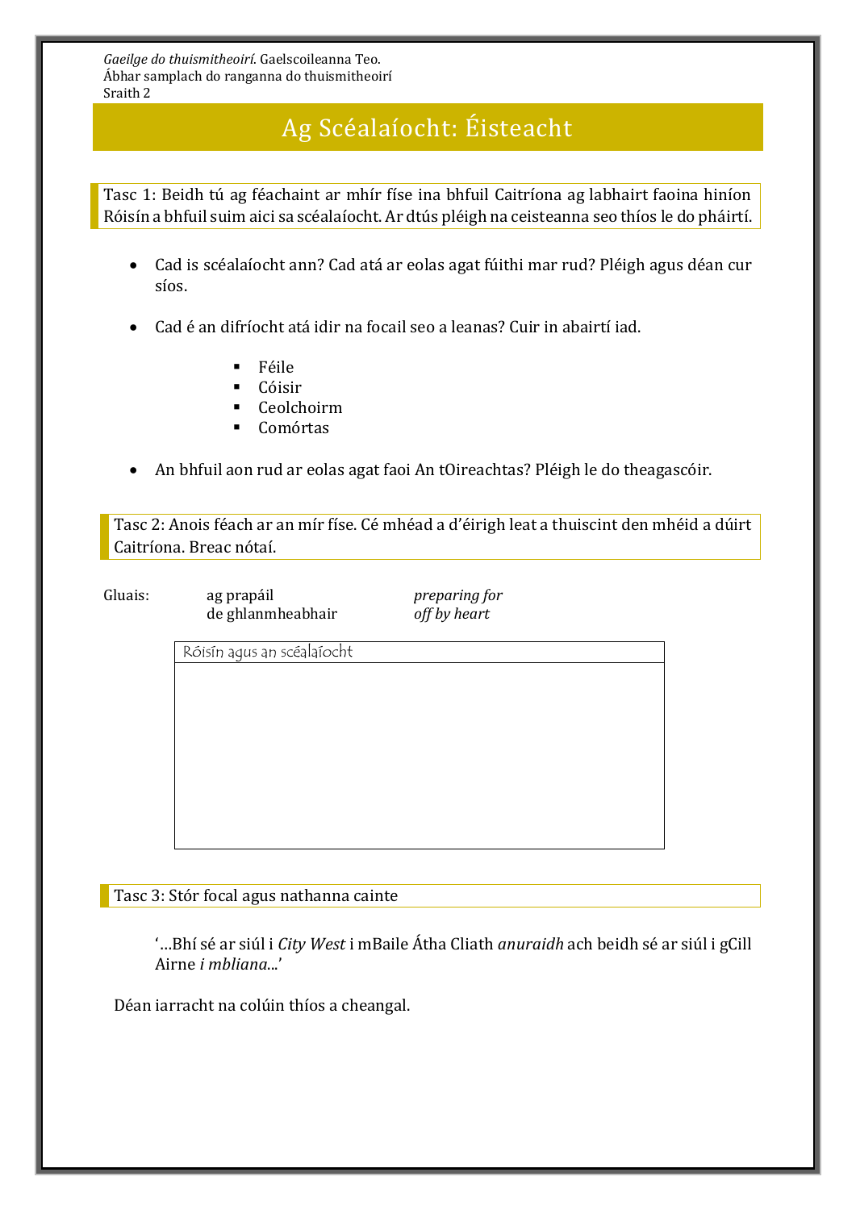*Gaeilge do thuismitheoirí.* Gaelscoileanna Teo.
Ábhar samplach do ranganna do thuismitheoirí
Sraith 2

# Ag Scéalaíocht: Éisteacht

Tasc 1: Beidh tú ag féachaint ar mhír físe ina bhfuil Caitríona ag labhairt faoina hiníon Róisín a bhfuil suim aici sa scéalaíocht. Ar dtús pléigh na ceisteanna seo thíos le do pháirtí.

- Cad is scéalaíocht ann? Cad atá ar eolas agat fúithi mar rud? Pléigh agus déan cur síos.
- Cad é an difríocht atá idir na focail seo a leanas? Cuir in abairtí iad.
  - Féile
  - Cóisir
  - Ceolchoirm
  - Comórtas
- An bhfuil aon rud ar eolas agat faoi An tOireachtas? Pléigh le do theagascóir.

Tasc 2: Anois féach ar an mír físe. Cé mhéad a d'éirigh leat a thuiscint den mhéid a dúirt Caitríona. Breac nótaí.

| Gluais: | | |
|---|---|---|
| | ag prapáil | *preparing for* |
| | de ghlanmheabhair | *off by heart* |

| Róisín agus an scéalaíocht |
|---|
| |

Tasc 3: Stór focal agus nathanna cainte

'…Bhí sé ar siúl i *City West* i mBaile Átha Cliath *anuraidh* ach beidh sé ar siúl i gCill Airne *i mbliana*...'

Déan iarracht na colúin thíos a cheangal.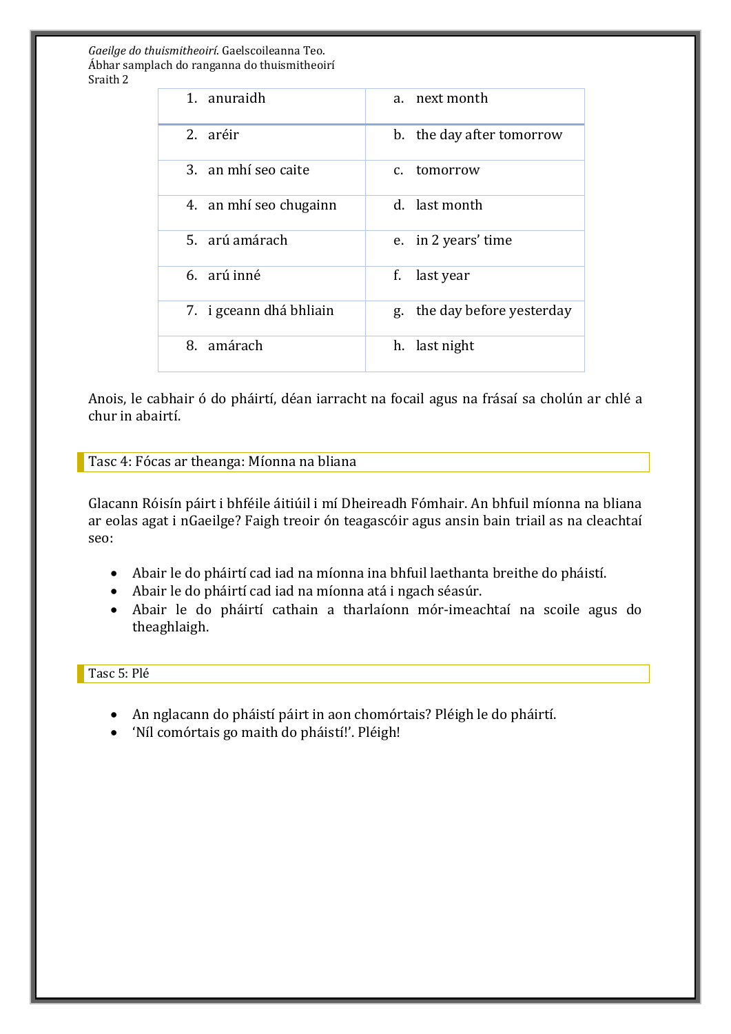| 1. anuraidh | a. next month |
|---|---|
| 2. aréir | b. the day after tomorrow |
| 3. an mhí seo caite | c. tomorrow |
| 4. an mhí seo chugainn | d. last month |
| 5. arú amárach | e. in 2 years' time |
| 6. arú inné | f. last year |
| 7. i gceann dhá bhliain | g. the day before yesterday |
| 8. amárach | h. last night |

Anois, le cabhair ó do pháirtí, déan iarracht na focail agus na frásaí sa cholún ar chlé a chur in abairtí.

### Tasc 4: Fócas ar theanga: Míonna na bliana

Glacann Róisín páirt i bhféile áitiúil i mí Dheireadh Fómhair. An bhfuil míonna na bliana ar eolas agat i nGaeilge? Faigh treoir ón teagascóir agus ansin bain triail as na cleachtaí seo:

- Abair le do pháirtí cad iad na míonna ina bhfuil laethanta breithe do pháistí.
- Abair le do pháirtí cad iad na míonna atá i ngach séasúr.
- Abair le do pháirtí cathain a tharlaíonn mór-imeachtaí na scoile agus do theaghlaigh.

### Tasc 5: Plé

- An nglacann do pháistí páirt in aon chomórtais? Pléigh le do pháirtí.
- 'Níl comórtais go maith do pháistí!'. Pléigh!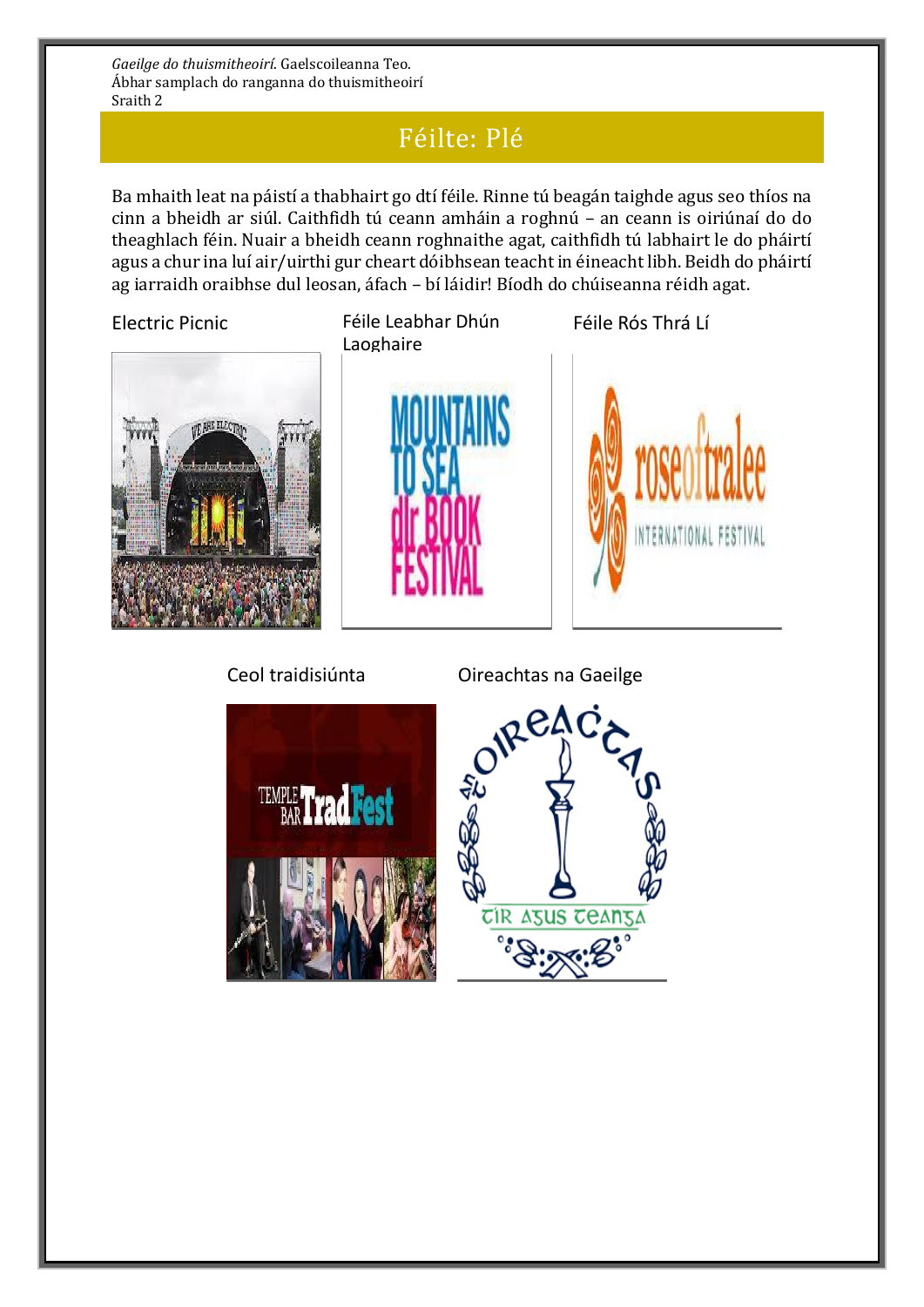*Gaeilge do thuismitheoirí*. Gaelscoileanna Teo.
Ábhar samplach do ranganna do thuismitheoirí
Sraith 2

# Féilte: Plé

Ba mhaith leat na páistí a thabhairt go dtí féile. Rinne tú beagán taighde agus seo thíos na cinn a bheidh ar siúl. Caithfidh tú ceann amháin a roghnú – an ceann is oiriúnaí do do theaghlach féin. Nuair a bheidh ceann roghnaithe agat, caithfidh tú labhairt le do pháirtí agus a chur ina luí air/uirthi gur cheart dóibhsean teacht in éineacht libh. Beidh do pháirtí ag iarraidh oraibhse dul leosan, áfach – bí láidir! Bíodh do chúiseanna réidh agat.

Electric Picnic

Féile Leabhar Dhún Laoghaire

Féile Rós Thrá Lí

Ceol traidisiúnta

Oireachtas na Gaeilge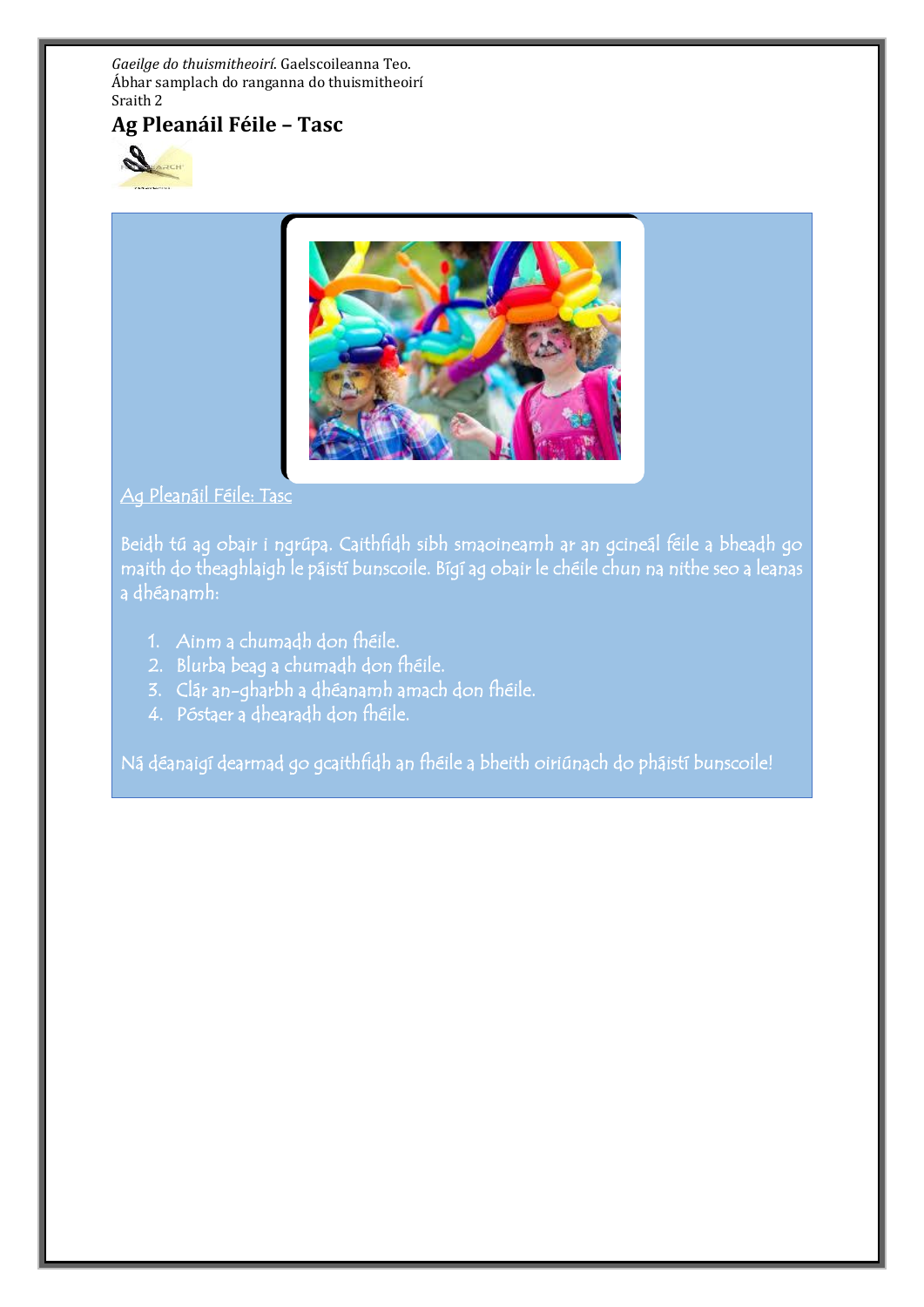*Gaeilge do thuismitheoirí*. Gaelscoileanna Teo.
Ábhar samplach do ranganna do thuismitheoirí
Sraith 2

## Ag Pleanáil Féile – Tasc

Ag Pleanáil Féile: Tasc

Beidh tú ag obair i ngrúpa. Caithfidh sibh smaoineamh ar an gcineál féile a bheadh go maith do theaghlaigh le páistí bunscoile. Bígí ag obair le chéile chun na nithe seo a leanas a dhéanamh:

1. Ainm a chumadh don fhéile.
2. Blurba beag a chumadh don fhéile.
3. Clár an-gharbh a dhéanamh amach don fhéile.
4. Póstaer a dhearadh don fhéile.

Ná déanaigí dearmad go gcaithfidh an fhéile a bheith oiriúnach do pháistí bunscoile!